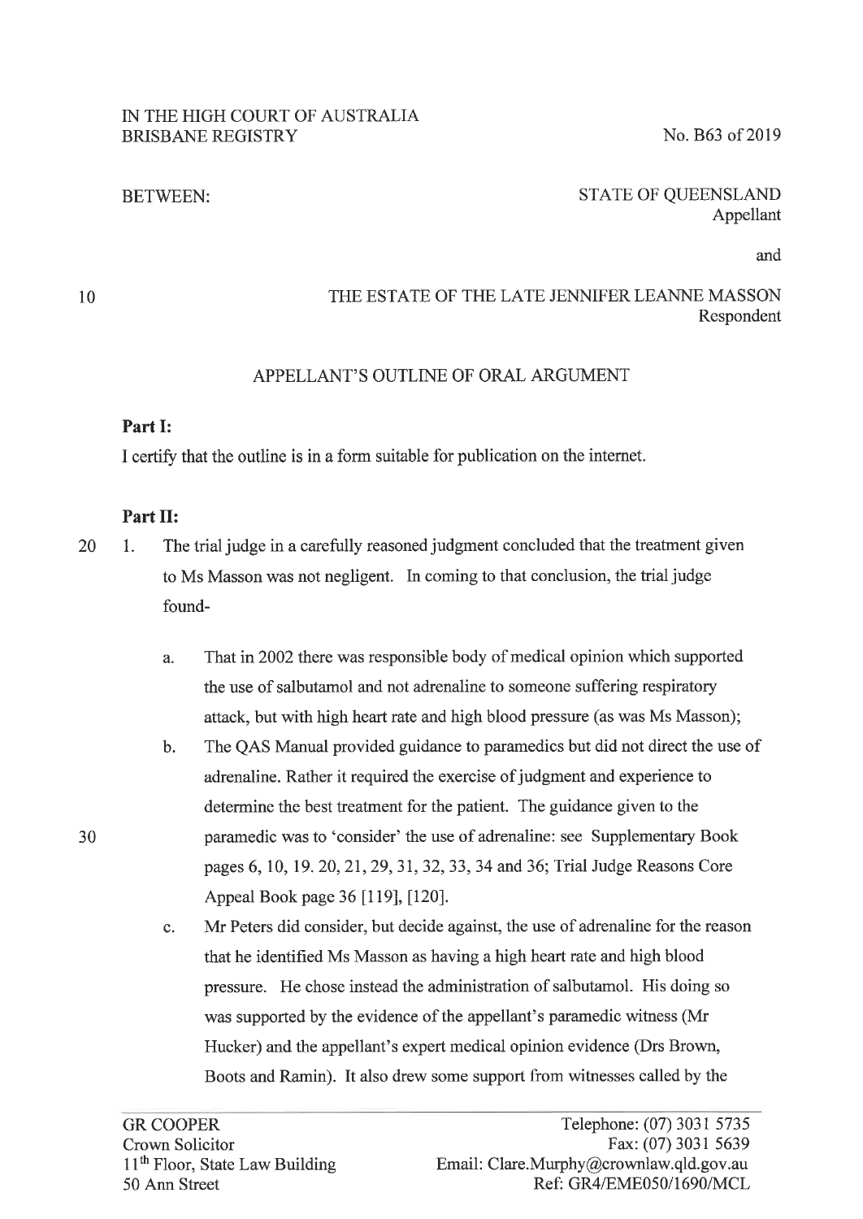IN THE HIGH COURT OF AUSTRALIA
BRISBANE REGISTRY

No. B63 of 2019

BETWEEN:

STATE OF QUEENSLAND
Appellant

and

THE ESTATE OF THE LATE JENNIFER LEANNE MASSON
Respondent

## APPELLANT'S OUTLINE OF ORAL ARGUMENT

### Part I:

I certify that the outline is in a form suitable for publication on the internet.

### Part II:

1. The trial judge in a carefully reasoned judgment concluded that the treatment given to Ms Masson was not negligent. In coming to that conclusion, the trial judge found-

   a. That in 2002 there was responsible body of medical opinion which supported the use of salbutamol and not adrenaline to someone suffering respiratory attack, but with high heart rate and high blood pressure (as was Ms Masson);

   b. The QAS Manual provided guidance to paramedics but did not direct the use of adrenaline. Rather it required the exercise of judgment and experience to determine the best treatment for the patient. The guidance given to the paramedic was to 'consider' the use of adrenaline: see Supplementary Book pages 6, 10, 19. 20, 21, 29, 31, 32, 33, 34 and 36; Trial Judge Reasons Core Appeal Book page 36 [119], [120].

   c. Mr Peters did consider, but decide against, the use of adrenaline for the reason that he identified Ms Masson as having a high heart rate and high blood pressure. He chose instead the administration of salbutamol. His doing so was supported by the evidence of the appellant's paramedic witness (Mr Hucker) and the appellant's expert medical opinion evidence (Drs Brown, Boots and Ramin). It also drew some support from witnesses called by the

GR COOPER
Crown Solicitor
11th Floor, State Law Building
50 Ann Street

Telephone: (07) 3031 5735
Fax: (07) 3031 5639
Email: Clare.Murphy@crownlaw.qld.gov.au
Ref: GR4/EME050/1690/MCL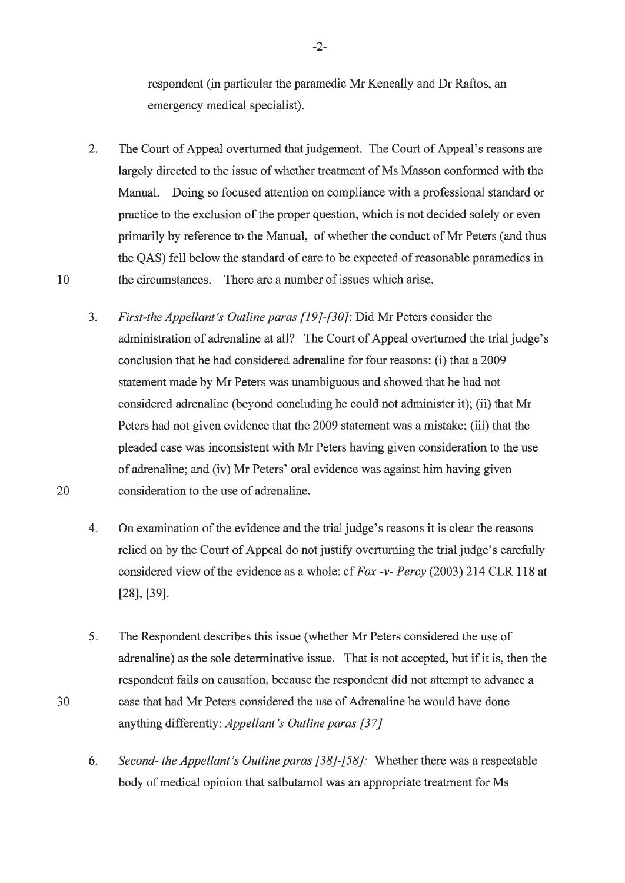respondent (in particular the paramedic Mr Keneally and Dr Raftos, an emergency medical specialist).

2. The Court of Appeal overturned that judgement. The Court of Appeal's reasons are largely directed to the issue of whether treatment of Ms Masson conformed with the Manual. Doing so focused attention on compliance with a professional standard or practice to the exclusion of the proper question, which is not decided solely or even primarily by reference to the Manual, of whether the conduct of Mr Peters (and thus the QAS) fell below the standard of care to be expected of reasonable paramedics in the circumstances. There are a number of issues which arise.

3. *First-the Appellant's Outline paras [19]-[30]*: Did Mr Peters consider the administration of adrenaline at all? The Court of Appeal overturned the trial judge's conclusion that he had considered adrenaline for four reasons: (i) that a 2009 statement made by Mr Peters was unambiguous and showed that he had not considered adrenaline (beyond concluding he could not administer it); (ii) that Mr Peters had not given evidence that the 2009 statement was a mistake; (iii) that the pleaded case was inconsistent with Mr Peters having given consideration to the use of adrenaline; and (iv) Mr Peters' oral evidence was against him having given consideration to the use of adrenaline.

4. On examination of the evidence and the trial judge's reasons it is clear the reasons relied on by the Court of Appeal do not justify overturning the trial judge's carefully considered view of the evidence as a whole: cf *Fox -v- Percy* (2003) 214 CLR 118 at [28], [39].

5. The Respondent describes this issue (whether Mr Peters considered the use of adrenaline) as the sole determinative issue. That is not accepted, but if it is, then the respondent fails on causation, because the respondent did not attempt to advance a case that had Mr Peters considered the use of Adrenaline he would have done anything differently: *Appellant's Outline paras [37]*

6. *Second- the Appellant's Outline paras [38]-[58]:* Whether there was a respectable body of medical opinion that salbutamol was an appropriate treatment for Ms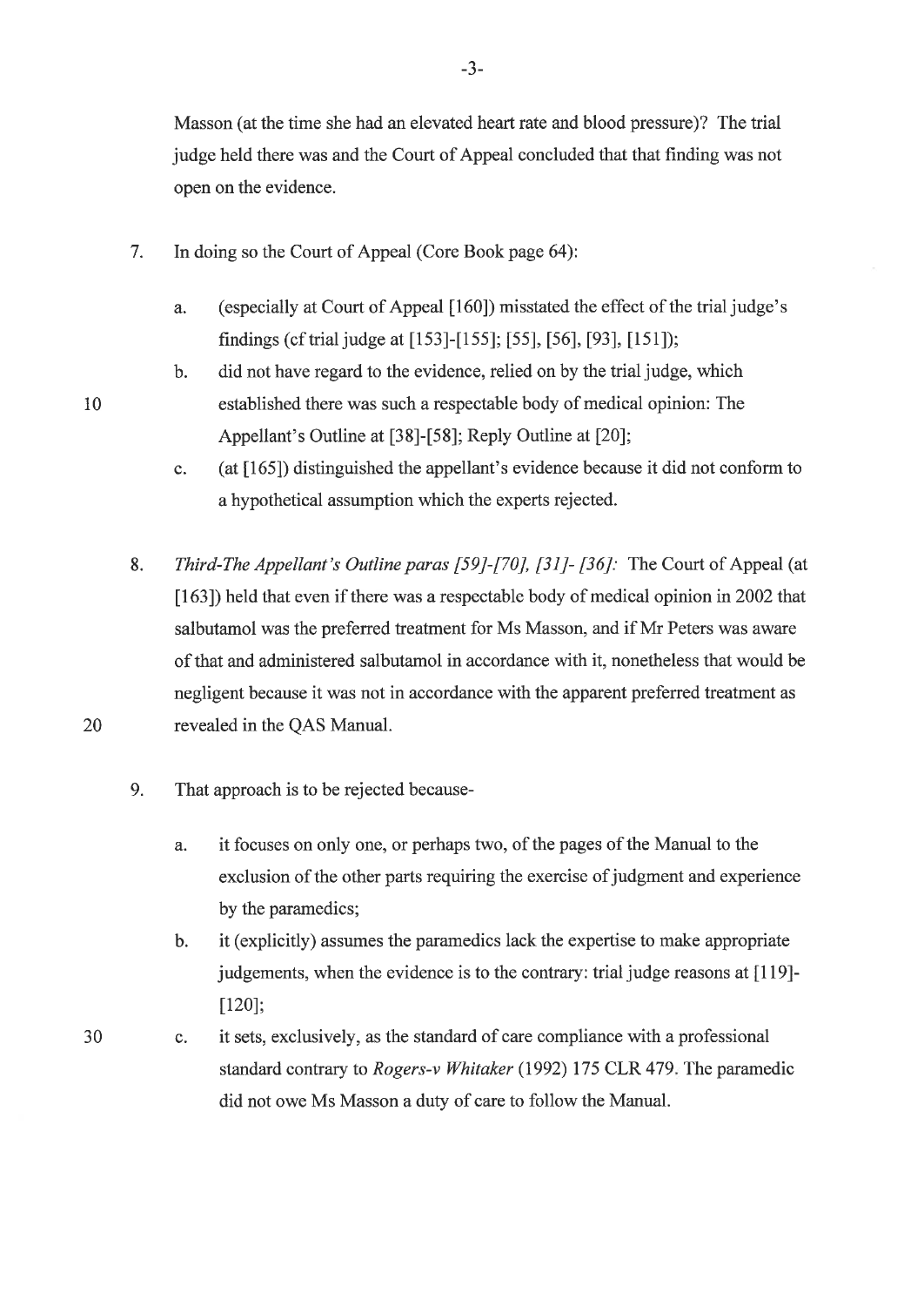Masson (at the time she had an elevated heart rate and blood pressure)? The trial judge held there was and the Court of Appeal concluded that that finding was not open on the evidence.

7. In doing so the Court of Appeal (Core Book page 64):

   a. (especially at Court of Appeal [160]) misstated the effect of the trial judge's findings (cf trial judge at [153]-[155]; [55], [56], [93], [151]);

   b. did not have regard to the evidence, relied on by the trial judge, which established there was such a respectable body of medical opinion: The Appellant's Outline at [38]-[58]; Reply Outline at [20];

   c. (at [165]) distinguished the appellant's evidence because it did not conform to a hypothetical assumption which the experts rejected.

8. *Third-The Appellant's Outline paras [59]-[70], [31]- [36]:* The Court of Appeal (at [163]) held that even if there was a respectable body of medical opinion in 2002 that salbutamol was the preferred treatment for Ms Masson, and if Mr Peters was aware of that and administered salbutamol in accordance with it, nonetheless that would be negligent because it was not in accordance with the apparent preferred treatment as revealed in the QAS Manual.

9. That approach is to be rejected because-

   a. it focuses on only one, or perhaps two, of the pages of the Manual to the exclusion of the other parts requiring the exercise of judgment and experience by the paramedics;

   b. it (explicitly) assumes the paramedics lack the expertise to make appropriate judgements, when the evidence is to the contrary: trial judge reasons at [119]-[120];

   c. it sets, exclusively, as the standard of care compliance with a professional standard contrary to *Rogers-v Whitaker* (1992) 175 CLR 479. The paramedic did not owe Ms Masson a duty of care to follow the Manual.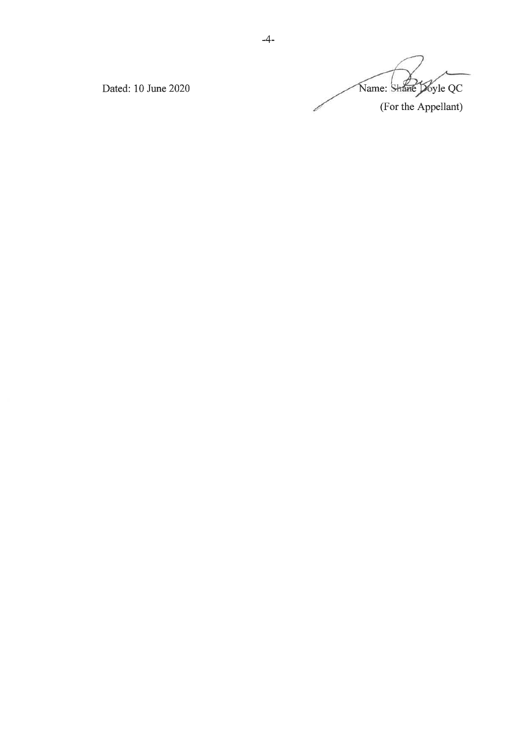Dated: 10 June 2020

Name: Shane Doyle QC

(For the Appellant)